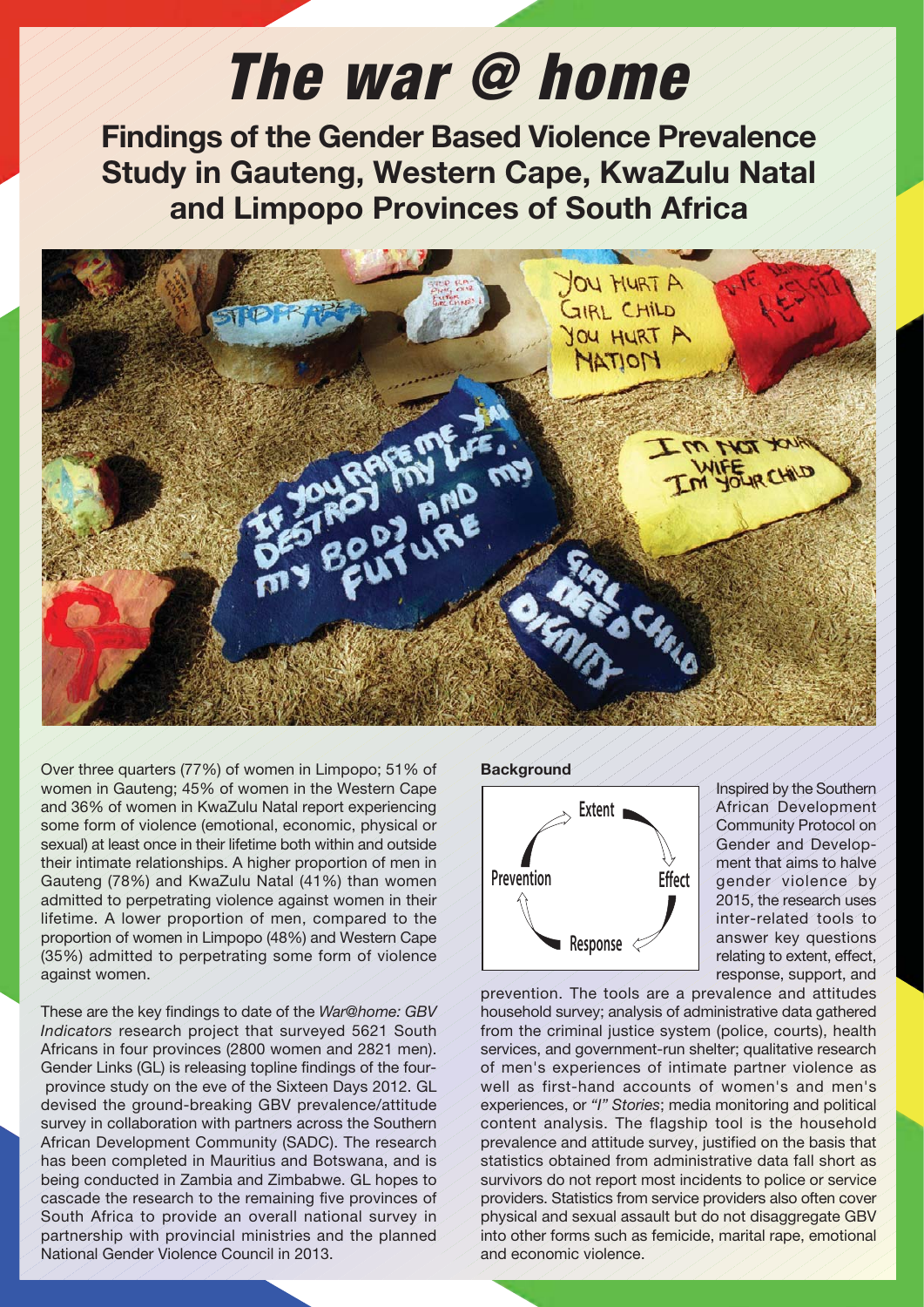# The war @ home

## Findings of the Gender Based Violence Prevalence Study in Gauteng, Western Cape, KwaZulu Natal and Limpopo Provinces of South Africa

Over three quarters (77%) of women in Limpopo; 51% of women in Gauteng; 45% of women in the Western Cape and 36% of women in KwaZulu Natal report experiencing some form of violence (emotional, economic, physical or sexual) at least once in their lifetime both within and outside their intimate relationships. A higher proportion of men in Gauteng (78%) and KwaZulu Natal (41%) than women admitted to perpetrating violence against women in their lifetime. A lower proportion of men, compared to the proportion of women in Limpopo (48%) and Western Cape (35%) admitted to perpetrating some form of violence against women.

These are the key findings to date of the *War@home: GBV Indicators* research project that surveyed 5621 South Africans in four provinces (2800 women and 2821 men). Gender Links (GL) is releasing topline findings of the four-province study on the eve of the Sixteen Days 2012. GL devised the ground-breaking GBV prevalence/attitude survey in collaboration with partners across the Southern African Development Community (SADC). The research has been completed in Mauritius and Botswana, and is being conducted in Zambia and Zimbabwe. GL hopes to cascade the research to the remaining five provinces of South Africa to provide an overall national survey in partnership with provincial ministries and the planned National Gender Violence Council in 2013.

**Background**

Extent → Effect → Response → Prevention

Inspired by the Southern African Development Community Protocol on Gender and Development that aims to halve gender violence by 2015, the research uses inter-related tools to answer key questions relating to extent, effect, response, support, and prevention. The tools are a prevalence and attitudes household survey; analysis of administrative data gathered from the criminal justice system (police, courts), health services, and government-run shelter; qualitative research of men's experiences of intimate partner violence as well as first-hand accounts of women's and men's experiences, or *"I" Stories*; media monitoring and political content analysis. The flagship tool is the household prevalence and attitude survey, justified on the basis that statistics obtained from administrative data fall short as survivors do not report most incidents to police or service providers. Statistics from service providers also often cover physical and sexual assault but do not disaggregate GBV into other forms such as femicide, marital rape, emotional and economic violence.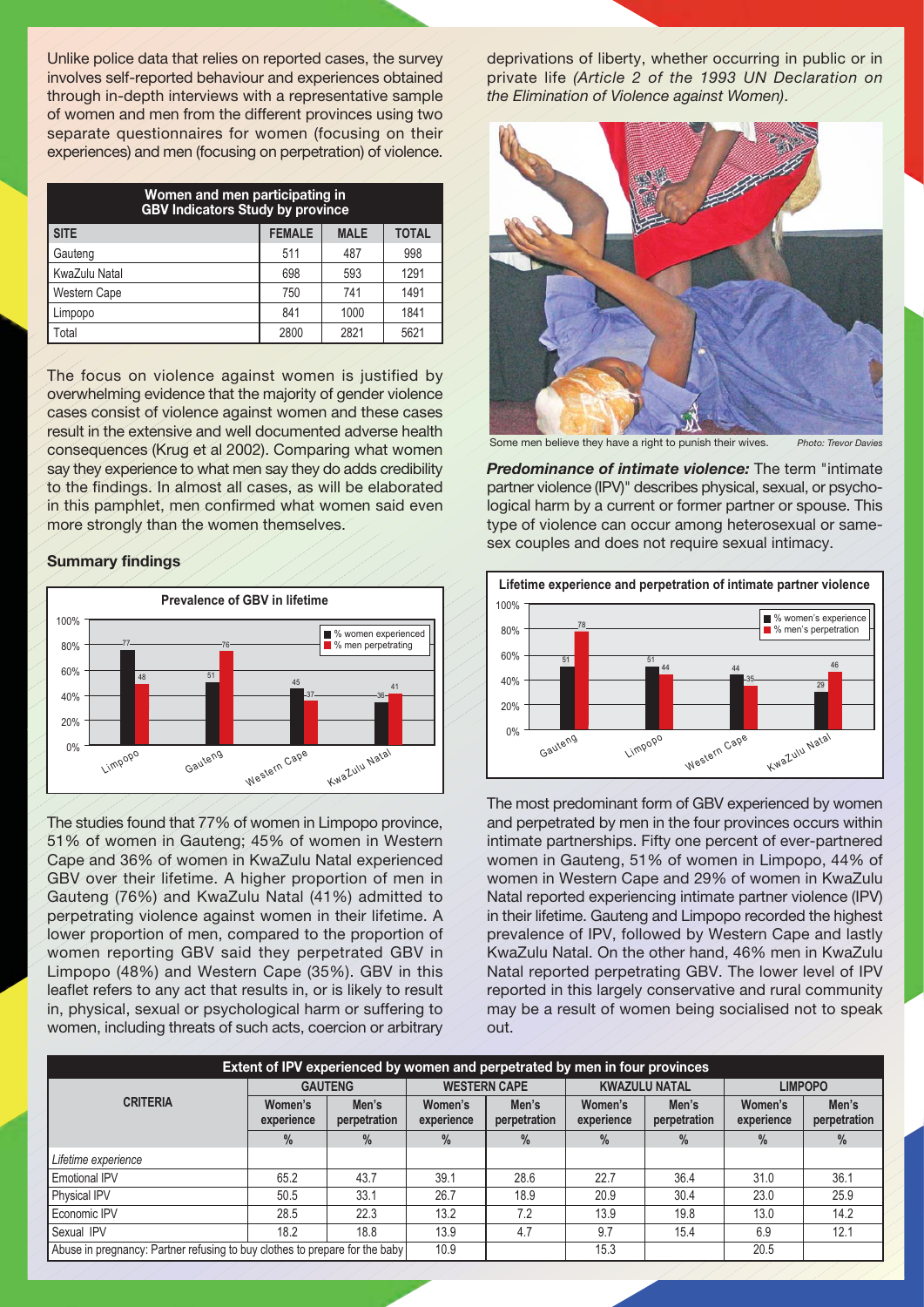Unlike police data that relies on reported cases, the survey involves self-reported behaviour and experiences obtained through in-depth interviews with a representative sample of women and men from the different provinces using two separate questionnaires for women (focusing on their experiences) and men (focusing on perpetration) of violence.

**Women and men participating in GBV Indicators Study by province**

| SITE | FEMALE | MALE | TOTAL |
|---|---|---|---|
| Gauteng | 511 | 487 | 998 |
| KwaZulu Natal | 698 | 593 | 1291 |
| Western Cape | 750 | 741 | 1491 |
| Limpopo | 841 | 1000 | 1841 |
| Total | 2800 | 2821 | 5621 |

The focus on violence against women is justified by overwhelming evidence that the majority of gender violence cases consist of violence against women and these cases result in the extensive and well documented adverse health consequences (Krug et al 2002). Comparing what women say they experience to what men say they do adds credibility to the findings. In almost all cases, as will be elaborated in this pamphlet, men confirmed what women said even more strongly than the women themselves.

### Summary findings

**Prevalence of GBV in lifetime**

| | Limpopo | Gauteng | Western Cape | KwaZulu Natal |
|---|---|---|---|---|
| % women experienced | 77 | 51 | 45 | 36 |
| % men perpetrating | 48 | 76 | 37 | 41 |

The studies found that 77% of women in Limpopo province, 51% of women in Gauteng; 45% of women in Western Cape and 36% of women in KwaZulu Natal experienced GBV over their lifetime. A higher proportion of men in Gauteng (76%) and KwaZulu Natal (41%) admitted to perpetrating violence against women in their lifetime. A lower proportion of men, compared to the proportion of women reporting GBV said they perpetrated GBV in Limpopo (48%) and Western Cape (35%). GBV in this leaflet refers to any act that results in, or is likely to result in, physical, sexual or psychological harm or suffering to women, including threats of such acts, coercion or arbitrary deprivations of liberty, whether occurring in public or in private life *(Article 2 of the 1993 UN Declaration on the Elimination of Violence against Women)*.

Some men believe they have a right to punish their wives. *Photo: Trevor Davies*

***Predominance of intimate violence:*** The term "intimate partner violence (IPV)" describes physical, sexual, or psychological harm by a current or former partner or spouse. This type of violence can occur among heterosexual or same-sex couples and does not require sexual intimacy.

**Lifetime experience and perpetration of intimate partner violence**

| | Gauteng | Limpopo | Western Cape | KwaZulu Natal |
|---|---|---|---|---|
| % women's experience | 51 | 51 | 44 | 29 |
| % men's perpetration | 78 | 44 | 35 | 46 |

The most predominant form of GBV experienced by women and perpetrated by men in the four provinces occurs within intimate partnerships. Fifty one percent of ever-partnered women in Gauteng, 51% of women in Limpopo, 44% of women in Western Cape and 29% of women in KwaZulu Natal reported experiencing intimate partner violence (IPV) in their lifetime. Gauteng and Limpopo recorded the highest prevalence of IPV, followed by Western Cape and lastly KwaZulu Natal. On the other hand, 46% men in KwaZulu Natal reported perpetrating GBV. The lower level of IPV reported in this largely conservative and rural community may be a result of women being socialised not to speak out.

**Extent of IPV experienced by women and perpetrated by men in four provinces**

| CRITERIA | GAUTENG | | WESTERN CAPE | | KWAZULU NATAL | | LIMPOPO | |
|---|---|---|---|---|---|---|---|---|
| | Women's experience | Men's perpetration | Women's experience | Men's perpetration | Women's experience | Men's perpetration | Women's experience | Men's perpetration |
| | % | % | % | % | % | % | % | % |
| *Lifetime experience* | | | | | | | | |
| Emotional IPV | 65.2 | 43.7 | 39.1 | 28.6 | 22.7 | 36.4 | 31.0 | 36.1 |
| Physical IPV | 50.5 | 33.1 | 26.7 | 18.9 | 20.9 | 30.4 | 23.0 | 25.9 |
| Economic IPV | 28.5 | 22.3 | 13.2 | 7.2 | 13.9 | 19.8 | 13.0 | 14.2 |
| Sexual IPV | 18.2 | 18.8 | 13.9 | 4.7 | 9.7 | 15.4 | 6.9 | 12.1 |
| Abuse in pregnancy: Partner refusing to buy clothes to prepare for the baby | | | 10.9 | | 15.3 | | 20.5 | |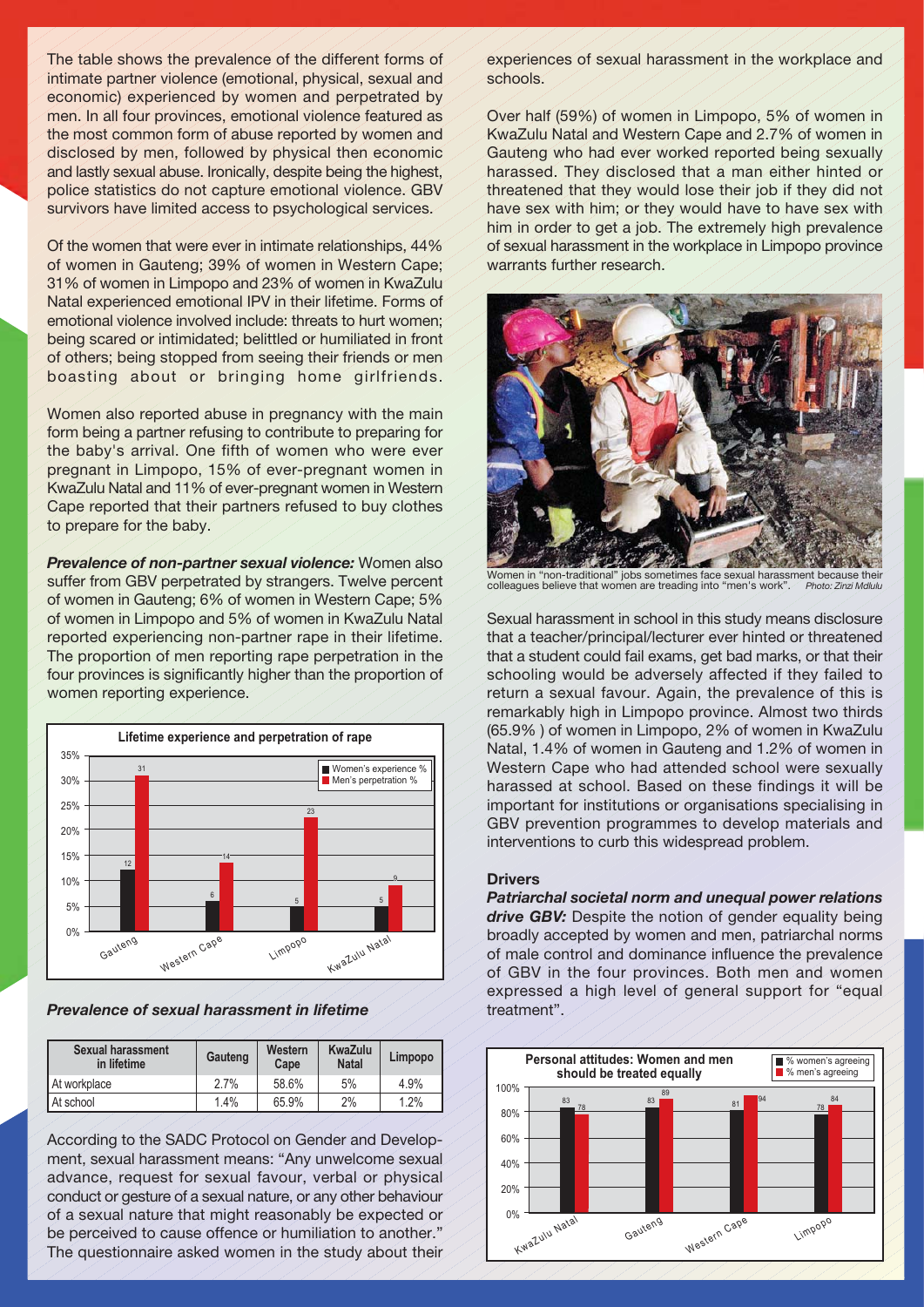The table shows the prevalence of the different forms of intimate partner violence (emotional, physical, sexual and economic) experienced by women and perpetrated by men. In all four provinces, emotional violence featured as the most common form of abuse reported by women and disclosed by men, followed by physical then economic and lastly sexual abuse. Ironically, despite being the highest, police statistics do not capture emotional violence. GBV survivors have limited access to psychological services.

Of the women that were ever in intimate relationships, 44% of women in Gauteng; 39% of women in Western Cape; 31% of women in Limpopo and 23% of women in KwaZulu Natal experienced emotional IPV in their lifetime. Forms of emotional violence involved include: threats to hurt women; being scared or intimidated; belittled or humiliated in front of others; being stopped from seeing their friends or men boasting about or bringing home girlfriends.

Women also reported abuse in pregnancy with the main form being a partner refusing to contribute to preparing for the baby's arrival. One fifth of women who were ever pregnant in Limpopo, 15% of ever-pregnant women in KwaZulu Natal and 11% of ever-pregnant women in Western Cape reported that their partners refused to buy clothes to prepare for the baby.

***Prevalence of non-partner sexual violence:*** Women also suffer from GBV perpetrated by strangers. Twelve percent of women in Gauteng; 6% of women in Western Cape; 5% of women in Limpopo and 5% of women in KwaZulu Natal reported experiencing non-partner rape in their lifetime. The proportion of men reporting rape perpetration in the four provinces is significantly higher than the proportion of women reporting experience.

**Lifetime experience and perpetration of rape**

| Province | Women's experience % | Men's perpetration % |
|---|---|---|
| Gauteng | 12 | 31 |
| Western Cape | 6 | 14 |
| Limpopo | 5 | 23 |
| KwaZulu Natal | 5 | 9 |

***Prevalence of sexual harassment in lifetime***

| Sexual harassment in lifetime | Gauteng | Western Cape | KwaZulu Natal | Limpopo |
|---|---|---|---|---|
| At workplace | 2.7% | 58.6% | 5% | 4.9% |
| At school | 1.4% | 65.9% | 2% | 1.2% |

According to the SADC Protocol on Gender and Development, sexual harassment means: "Any unwelcome sexual advance, request for sexual favour, verbal or physical conduct or gesture of a sexual nature, or any other behaviour of a sexual nature that might reasonably be expected or be perceived to cause offence or humiliation to another." The questionnaire asked women in the study about their experiences of sexual harassment in the workplace and schools.

Over half (59%) of women in Limpopo, 5% of women in KwaZulu Natal and Western Cape and 2.7% of women in Gauteng who had ever worked reported being sexually harassed. They disclosed that a man either hinted or threatened that they would lose their job if they did not have sex with him; or they would have to have sex with him in order to get a job. The extremely high prevalence of sexual harassment in the workplace in Limpopo province warrants further research.

Women in "non-traditional" jobs sometimes face sexual harassment because their colleagues believe that women are treading into "men's work". *Photo: Zinzi Mdlulu*

Sexual harassment in school in this study means disclosure that a teacher/principal/lecturer ever hinted or threatened that a student could fail exams, get bad marks, or that their schooling would be adversely affected if they failed to return a sexual favour. Again, the prevalence of this is remarkably high in Limpopo province. Almost two thirds (65.9% ) of women in Limpopo, 2% of women in KwaZulu Natal, 1.4% of women in Gauteng and 1.2% of women in Western Cape who had attended school were sexually harassed at school. Based on these findings it will be important for institutions or organisations specialising in GBV prevention programmes to develop materials and interventions to curb this widespread problem.

### Drivers

***Patriarchal societal norm and unequal power relations drive GBV:*** Despite the notion of gender equality being broadly accepted by women and men, patriarchal norms of male control and dominance influence the prevalence of GBV in the four provinces. Both men and women expressed a high level of general support for "equal treatment".

**Personal attitudes: Women and men should be treated equally**

| Province | % women's agreeing | % men's agreeing |
|---|---|---|
| KwaZulu Natal | 83 | 78 |
| Gauteng | 83 | 89 |
| Western Cape | 81 | 94 |
| Limpopo | 78 | 84 |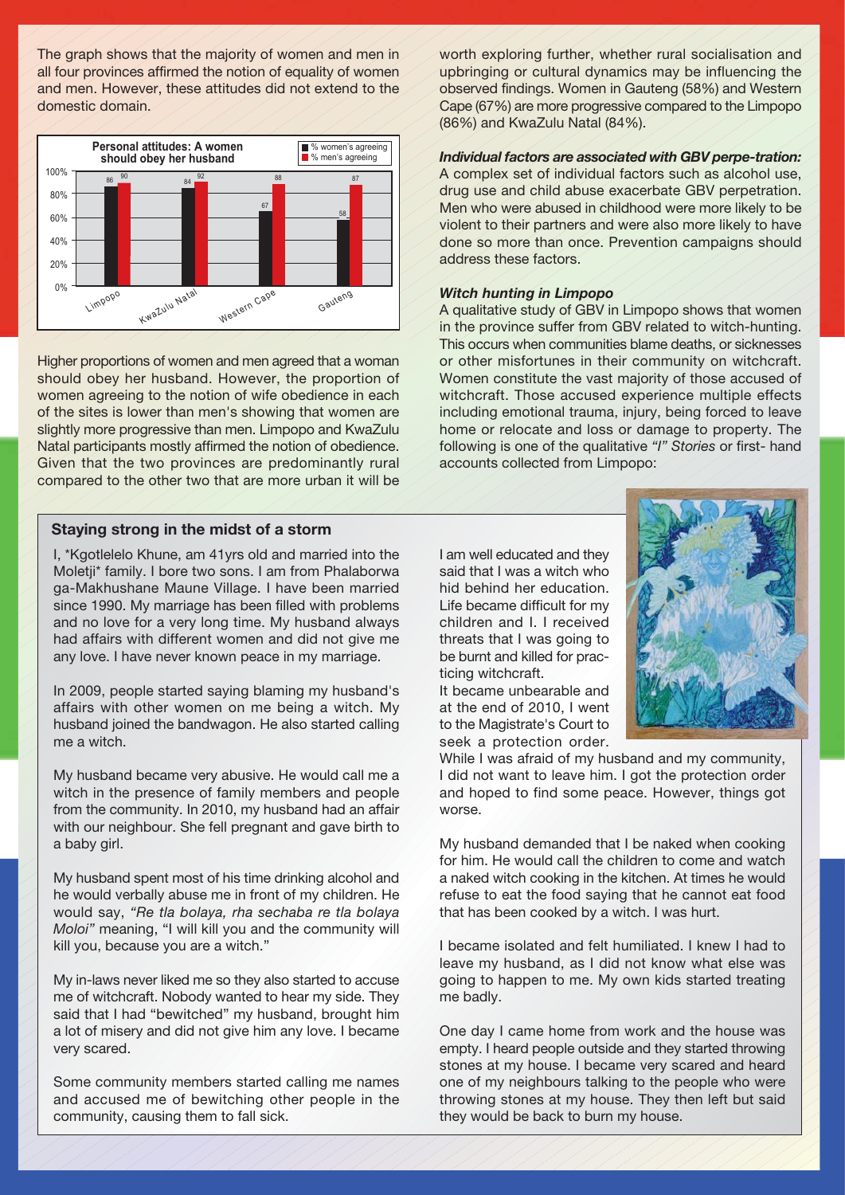The graph shows that the majority of women and men in all four provinces affirmed the notion of equality of women and men. However, these attitudes did not extend to the domestic domain.

**Personal attitudes: A women should obey her husband**

| Province | % women's agreeing | % men's agreeing |
|---|---|---|
| Limpopo | 86 | 90 |
| KwaZulu Natal | 84 | 92 |
| Western Cape | 67 | 88 |
| Gauteng | 58 | 87 |

Higher proportions of women and men agreed that a woman should obey her husband. However, the proportion of women agreeing to the notion of wife obedience in each of the sites is lower than men's showing that women are slightly more progressive than men. Limpopo and KwaZulu Natal participants mostly affirmed the notion of obedience. Given that the two provinces are predominantly rural compared to the other two that are more urban it will be worth exploring further, whether rural socialisation and upbringing or cultural dynamics may be influencing the observed findings. Women in Gauteng (58%) and Western Cape (67%) are more progressive compared to the Limpopo (86%) and KwaZulu Natal (84%).

***Individual factors are associated with GBV perpe-tration:*** A complex set of individual factors such as alcohol use, drug use and child abuse exacerbate GBV perpetration. Men who were abused in childhood were more likely to be violent to their partners and were also more likely to have done so more than once. Prevention campaigns should address these factors.

***Witch hunting in Limpopo***

A qualitative study of GBV in Limpopo shows that women in the province suffer from GBV related to witch-hunting. This occurs when communities blame deaths, or sicknesses or other misfortunes in their community on witchcraft. Women constitute the vast majority of those accused of witchcraft. Those accused experience multiple effects including emotional trauma, injury, being forced to leave home or relocate and loss or damage to property. The following is one of the qualitative *"I" Stories* or first- hand accounts collected from Limpopo:

### Staying strong in the midst of a storm

I, *Kgotlelelo Khune, am 41yrs old and married into the Moletji* family. I bore two sons. I am from Phalaborwa ga-Makhushane Maune Village. I have been married since 1990. My marriage has been filled with problems and no love for a very long time. My husband always had affairs with different women and did not give me any love. I have never known peace in my marriage.

In 2009, people started saying blaming my husband's affairs with other women on me being a witch. My husband joined the bandwagon. He also started calling me a witch.

My husband became very abusive. He would call me a witch in the presence of family members and people from the community. In 2010, my husband had an affair with our neighbour. She fell pregnant and gave birth to a baby girl.

My husband spent most of his time drinking alcohol and he would verbally abuse me in front of my children. He would say, *"Re tla bolaya, rha sechaba re tla bolaya Moloi"* meaning, "I will kill you and the community will kill you, because you are a witch."

My in-laws never liked me so they also started to accuse me of witchcraft. Nobody wanted to hear my side. They said that I had "bewitched" my husband, brought him a lot of misery and did not give him any love. I became very scared.

Some community members started calling me names and accused me of bewitching other people in the community, causing them to fall sick.

I am well educated and they said that I was a witch who hid behind her education. Life became difficult for my children and I. I received threats that I was going to be burnt and killed for practicing witchcraft.

It became unbearable and at the end of 2010, I went to the Magistrate's Court to seek a protection order. While I was afraid of my husband and my community, I did not want to leave him. I got the protection order and hoped to find some peace. However, things got worse.

My husband demanded that I be naked when cooking for him. He would call the children to come and watch a naked witch cooking in the kitchen. At times he would refuse to eat the food saying that he cannot eat food that has been cooked by a witch. I was hurt.

I became isolated and felt humiliated. I knew I had to leave my husband, as I did not know what else was going to happen to me. My own kids started treating me badly.

One day I came home from work and the house was empty. I heard people outside and they started throwing stones at my house. I became very scared and heard one of my neighbours talking to the people who were throwing stones at my house. They then left but said they would be back to burn my house.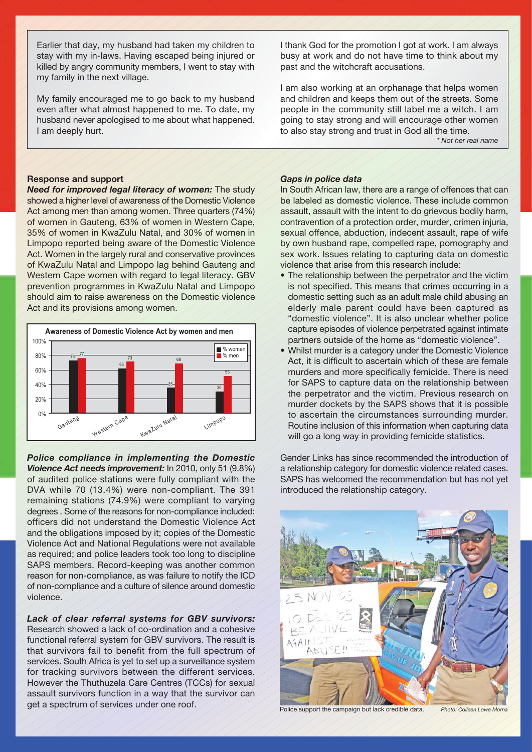Earlier that day, my husband had taken my children to stay with my in-laws. Having escaped being injured or killed by angry community members, I went to stay with my family in the next village.

My family encouraged me to go back to my husband even after what almost happened to me. To date, my husband never apologised to me about what happened. I am deeply hurt.

I thank God for the promotion I got at work. I am always busy at work and do not have time to think about my past and the witchcraft accusations.

I am also working at an orphanage that helps women and children and keeps them out of the streets. Some people in the community still label me a witch. I am going to stay strong and will encourage other women to also stay strong and trust in God all the time.

*\* Not her real name*

## Response and support

***Need for improved legal literacy of women:*** The study showed a higher level of awareness of the Domestic Violence Act among men than among women. Three quarters (74%) of women in Gauteng, 63% of women in Western Cape, 35% of women in KwaZulu Natal, and 30% of women in Limpopo reported being aware of the Domestic Violence Act. Women in the largely rural and conservative provinces of KwaZulu Natal and Limpopo lag behind Gauteng and Western Cape women with regard to legal literacy. GBV prevention programmes in KwaZulu Natal and Limpopo should aim to raise awareness on the Domestic violence Act and its provisions among women.

**Awareness of Domestic Violence Act by women and men**

| Province | % women | % men |
|---|---|---|
| Gauteng | 74 | 77 |
| Western Cape | 63 | 73 |
| KwaZulu Natal | 35 | 68 |
| Limpopo | 30 | 55 |

***Police compliance in implementing the Domestic Violence Act needs improvement:*** In 2010, only 51 (9.8%) of audited police stations were fully compliant with the DVA while 70 (13.4%) were non-compliant. The 391 remaining stations (74.9%) were compliant to varying degrees . Some of the reasons for non-compliance included: officers did not understand the Domestic Violence Act and the obligations imposed by it; copies of the Domestic Violence Act and National Regulations were not available as required; and police leaders took too long to discipline SAPS members. Record-keeping was another common reason for non-compliance, as was failure to notify the ICD of non-compliance and a culture of silence around domestic violence.

***Lack of clear referral systems for GBV survivors:*** Research showed a lack of co-ordination and a cohesive functional referral system for GBV survivors. The result is that survivors fail to benefit from the full spectrum of services. South Africa is yet to set up a surveillance system for tracking survivors between the different services. However the Thuthuzela Care Centres (TCCs) for sexual assault survivors function in a way that the survivor can get a spectrum of services under one roof.

### *Gaps in police data*

In South African law, there are a range of offences that can be labeled as domestic violence. These include common assault, assault with the intent to do grievous bodily harm, contravention of a protection order, murder, crimen injuria, sexual offence, abduction, indecent assault, rape of wife by own husband rape, compelled rape, pornography and sex work. Issues relating to capturing data on domestic violence that arise from this research include:

- The relationship between the perpetrator and the victim is not specified. This means that crimes occurring in a domestic setting such as an adult male child abusing an elderly male parent could have been captured as "domestic violence". It is also unclear whether police capture episodes of violence perpetrated against intimate partners outside of the home as "domestic violence".
- Whilst murder is a category under the Domestic Violence Act, it is difficult to ascertain which of these are female murders and more specifically femicide. There is need for SAPS to capture data on the relationship between the perpetrator and the victim. Previous research on murder dockets by the SAPS shows that it is possible to ascertain the circumstances surrounding murder. Routine inclusion of this information when capturing data will go a long way in providing femicide statistics.

Gender Links has since recommended the introduction of a relationship category for domestic violence related cases. SAPS has welcomed the recommendation but has not yet introduced the relationship category.

Police support the campaign but lack credible data. *Photo: Colleen Lowe Morna*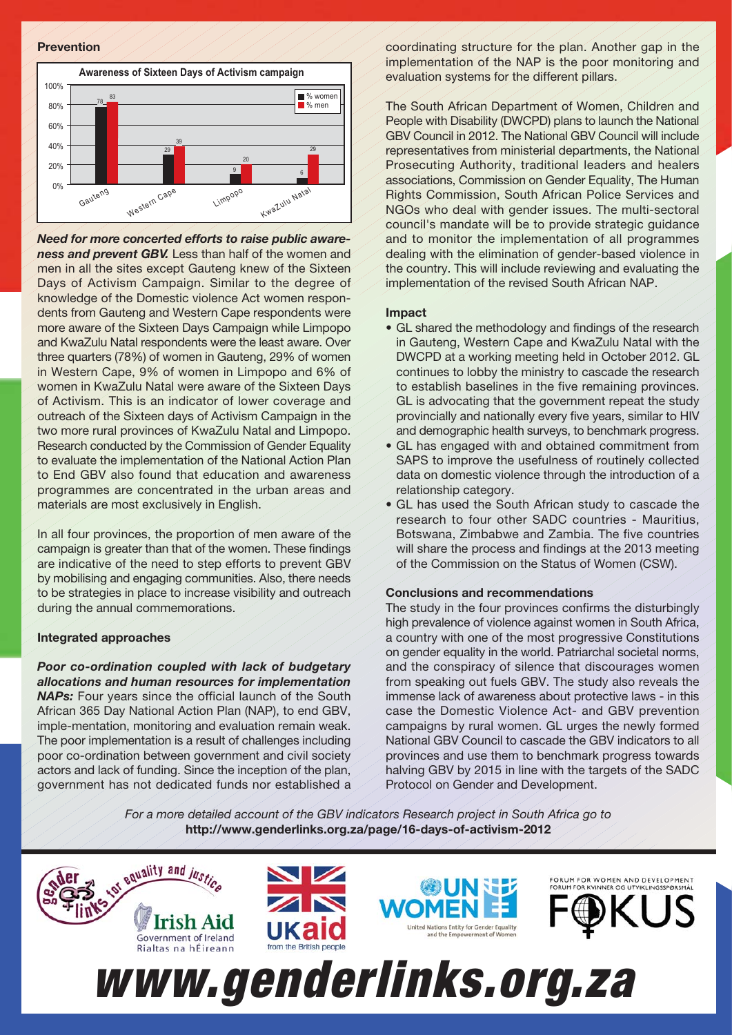## Prevention

Awareness of Sixteen Days of Activism campaign

100%
80%
60%
40%
20%
0%

% women
% men

78
83
29
39
9
20
6
29

Gauteng
Western Cape
Limpopo
KwaZulu Natal

***Need for more concerted efforts to raise public awareness and prevent GBV.*** Less than half of the women and men in all the sites except Gauteng knew of the Sixteen Days of Activism Campaign. Similar to the degree of knowledge of the Domestic violence Act women respondents from Gauteng and Western Cape respondents were more aware of the Sixteen Days Campaign while Limpopo and KwaZulu Natal respondents were the least aware. Over three quarters (78%) of women in Gauteng, 29% of women in Western Cape, 9% of women in Limpopo and 6% of women in KwaZulu Natal were aware of the Sixteen Days of Activism. This is an indicator of lower coverage and outreach of the Sixteen days of Activism Campaign in the two more rural provinces of KwaZulu Natal and Limpopo. Research conducted by the Commission of Gender Equality to evaluate the implementation of the National Action Plan to End GBV also found that education and awareness programmes are concentrated in the urban areas and materials are most exclusively in English.

In all four provinces, the proportion of men aware of the campaign is greater than that of the women. These findings are indicative of the need to step efforts to prevent GBV by mobilising and engaging communities. Also, there needs to be strategies in place to increase visibility and outreach during the annual commemorations.

## Integrated approaches

***Poor co-ordination coupled with lack of budgetary allocations and human resources for implementation NAPs:*** Four years since the official launch of the South African 365 Day National Action Plan (NAP), to end GBV, imple-mentation, monitoring and evaluation remain weak. The poor implementation is a result of challenges including poor co-ordination between government and civil society actors and lack of funding. Since the inception of the plan, government has not dedicated funds nor established a coordinating structure for the plan. Another gap in the implementation of the NAP is the poor monitoring and evaluation systems for the different pillars.

The South African Department of Women, Children and People with Disability (DWCPD) plans to launch the National GBV Council in 2012. The National GBV Council will include representatives from ministerial departments, the National Prosecuting Authority, traditional leaders and healers associations, Commission on Gender Equality, The Human Rights Commission, South African Police Services and NGOs who deal with gender issues. The multi-sectoral council's mandate will be to provide strategic guidance and to monitor the implementation of all programmes dealing with the elimination of gender-based violence in the country. This will include reviewing and evaluating the implementation of the revised South African NAP.

## Impact

- GL shared the methodology and findings of the research in Gauteng, Western Cape and KwaZulu Natal with the DWCPD at a working meeting held in October 2012. GL continues to lobby the ministry to cascade the research to establish baselines in the five remaining provinces. GL is advocating that the government repeat the study provincially and nationally every five years, similar to HIV and demographic health surveys, to benchmark progress.
- GL has engaged with and obtained commitment from SAPS to improve the usefulness of routinely collected data on domestic violence through the introduction of a relationship category.
- GL has used the South African study to cascade the research to four other SADC countries - Mauritius, Botswana, Zimbabwe and Zambia. The five countries will share the process and findings at the 2013 meeting of the Commission on the Status of Women (CSW).

## Conclusions and recommendations

The study in the four provinces confirms the disturbingly high prevalence of violence against women in South Africa, a country with one of the most progressive Constitutions on gender equality in the world. Patriarchal societal norms, and the conspiracy of silence that discourages women from speaking out fuels GBV. The study also reveals the immense lack of awareness about protective laws - in this case the Domestic Violence Act- and GBV prevention campaigns by rural women. GL urges the newly formed National GBV Council to cascade the GBV indicators to all provinces and use them to benchmark progress towards halving GBV by 2015 in line with the targets of the SADC Protocol on Gender and Development.

*For a more detailed account of the GBV indicators Research project in South Africa go to*
**http://www.genderlinks.org.za/page/16-days-of-activism-2012**

gender links for equality and justice

Irish Aid
Government of Ireland
Rialtas na hÉireann

UKaid
from the British people

UN WOMEN
United Nations Entity for Gender Equality and the Empowerment of Women

FORUM FOR WOMEN AND DEVELOPMENT
FORUM FOR KVINNER OG UTVIKLINGSSPØRSMÅL
FOKUS

**www.genderlinks.org.za**